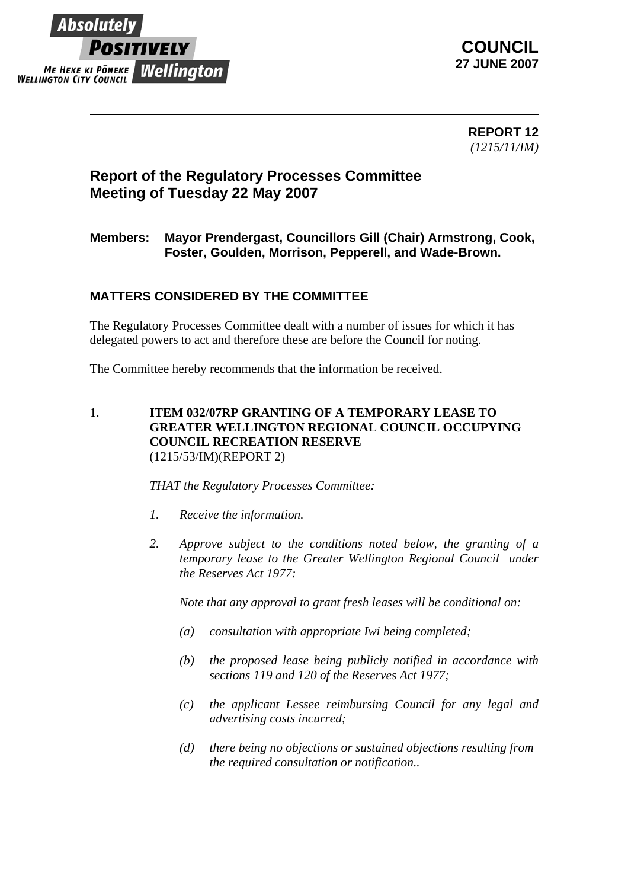Absolutely POSITIVELY Wellington

ME HEKE KI PŌNEKE
WELLINGTON CITY COUNCIL

**COUNCIL**
**27 JUNE 2007**

---

**REPORT 12**
*(1215/11/IM)*

## Report of the Regulatory Processes Committee Meeting of Tuesday 22 May 2007

**Members: Mayor Prendergast, Councillors Gill (Chair) Armstrong, Cook, Foster, Goulden, Morrison, Pepperell, and Wade-Brown.**

### MATTERS CONSIDERED BY THE COMMITTEE

The Regulatory Processes Committee dealt with a number of issues for which it has delegated powers to act and therefore these are before the Council for noting.

The Committee hereby recommends that the information be received.

1. **ITEM 032/07RP GRANTING OF A TEMPORARY LEASE TO GREATER WELLINGTON REGIONAL COUNCIL OCCUPYING COUNCIL RECREATION RESERVE**
   (1215/53/IM)(REPORT 2)

   *THAT the Regulatory Processes Committee:*

   1. *Receive the information.*

   2. *Approve subject to the conditions noted below, the granting of a temporary lease to the Greater Wellington Regional Council under the Reserves Act 1977:*

      *Note that any approval to grant fresh leases will be conditional on:*

      *(a) consultation with appropriate Iwi being completed;*

      *(b) the proposed lease being publicly notified in accordance with sections 119 and 120 of the Reserves Act 1977;*

      *(c) the applicant Lessee reimbursing Council for any legal and advertising costs incurred;*

      *(d) there being no objections or sustained objections resulting from the required consultation or notification..*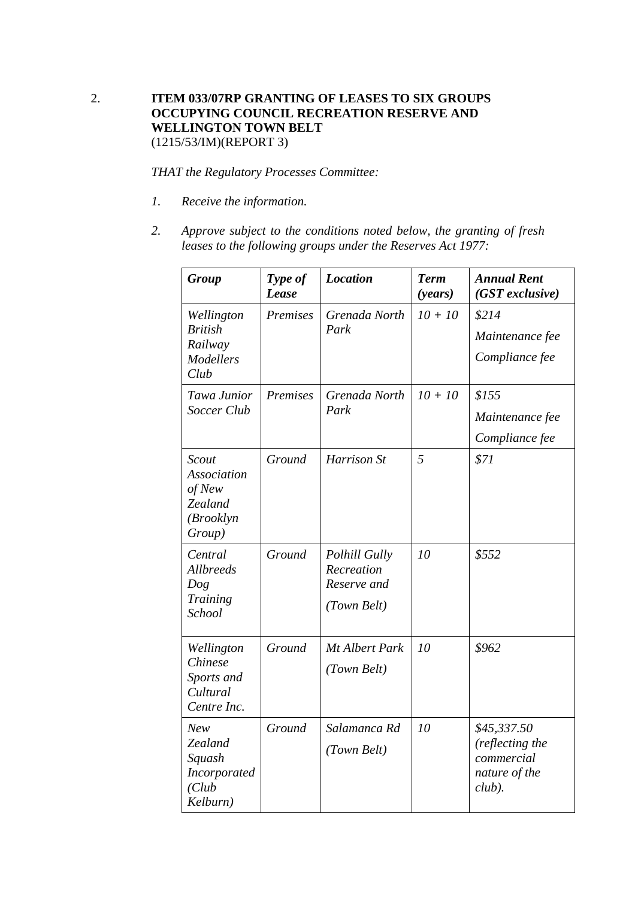2. **ITEM 033/07RP GRANTING OF LEASES TO SIX GROUPS OCCUPYING COUNCIL RECREATION RESERVE AND WELLINGTON TOWN BELT**
(1215/53/IM)(REPORT 3)

*THAT the Regulatory Processes Committee:*

1. *Receive the information.*

2. *Approve subject to the conditions noted below, the granting of fresh leases to the following groups under the Reserves Act 1977:*

| ***Group*** | ***Type of Lease*** | ***Location*** | ***Term (years)*** | ***Annual Rent (GST exclusive)*** |
|---|---|---|---|---|
| *Wellington British Railway Modellers Club* | *Premises* | *Grenada North Park* | *10 + 10* | *$214* *Maintenance fee* *Compliance fee* |
| *Tawa Junior Soccer Club* | *Premises* | *Grenada North Park* | *10 + 10* | *$155* *Maintenance fee* *Compliance fee* |
| *Scout Association of New Zealand (Brooklyn Group)* | *Ground* | *Harrison St* | *5* | *$71* |
| *Central Allbreeds Dog Training School* | *Ground* | *Polhill Gully Recreation Reserve and (Town Belt)* | *10* | *$552* |
| *Wellington Chinese Sports and Cultural Centre Inc.* | *Ground* | *Mt Albert Park (Town Belt)* | *10* | *$962* |
| *New Zealand Squash Incorporated (Club Kelburn)* | *Ground* | *Salamanca Rd (Town Belt)* | *10* | *$45,337.50 (reflecting the commercial nature of the club).* |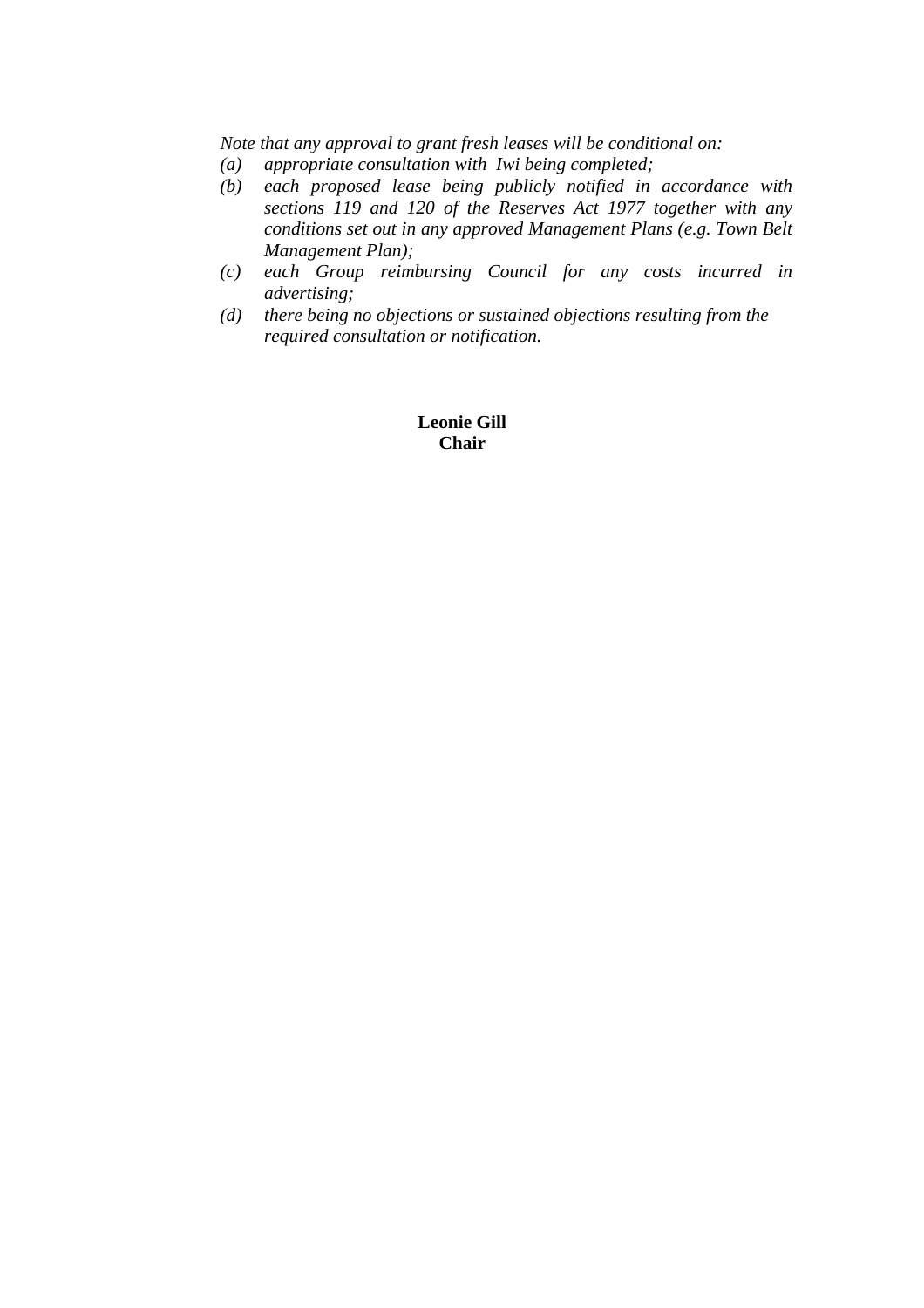*Note that any approval to grant fresh leases will be conditional on:*

*(a) appropriate consultation with Iwi being completed;*

*(b) each proposed lease being publicly notified in accordance with sections 119 and 120 of the Reserves Act 1977 together with any conditions set out in any approved Management Plans (e.g. Town Belt Management Plan);*

*(c) each Group reimbursing Council for any costs incurred in advertising;*

*(d) there being no objections or sustained objections resulting from the required consultation or notification.*

**Leonie Gill**
**Chair**